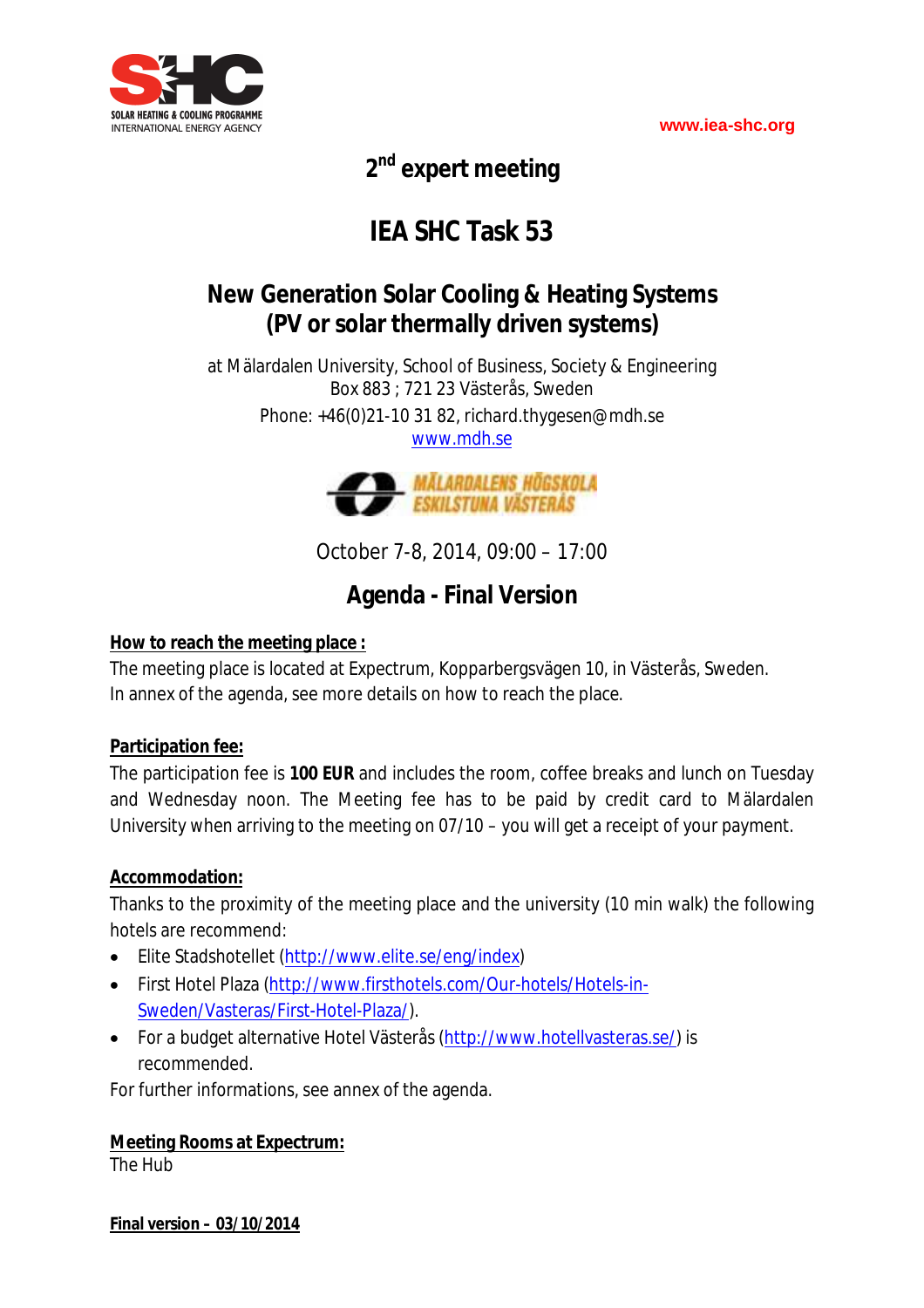SOLAR HEATING & COOLING PROGRAMME
INTERNATIONAL ENERGY AGENCY

www.iea-shc.org

# 2nd expert meeting

# IEA SHC Task 53

## New Generation Solar Cooling & Heating Systems (PV or solar thermally driven systems)

at Mälardalen University, School of Business, Society & Engineering
Box 883 ; 721 23 Västerås, Sweden
Phone: +46(0)21-10 31 82, richard.thygesen@mdh.se
www.mdh.se

MÄLARDALENS HÖGSKOLA ESKILSTUNA VÄSTERÅS

October 7-8, 2014, 09:00 – 17:00

## Agenda - Final Version

**How to reach the meeting place :**
The meeting place is located at Expectrum, Kopparbergsvägen 10, in Västerås, Sweden.
In annex of the agenda, see more details on how to reach the place.

**Participation fee:**
The participation fee is **100 EUR** and includes the room, coffee breaks and lunch on Tuesday and Wednesday noon. The Meeting fee has to be paid by credit card to Mälardalen University when arriving to the meeting on 07/10 – you will get a receipt of your payment.

**Accommodation:**
Thanks to the proximity of the meeting place and the university (10 min walk) the following hotels are recommend:

- Elite Stadshotellet (http://www.elite.se/eng/index)
- First Hotel Plaza (http://www.firsthotels.com/Our-hotels/Hotels-in-Sweden/Vasteras/First-Hotel-Plaza/).
- For a budget alternative Hotel Västerås (http://www.hotellvasteras.se/) is recommended.

For further informations, see annex of the agenda.

**Meeting Rooms at Expectrum:**
The Hub

**Final version – 03/10/2014**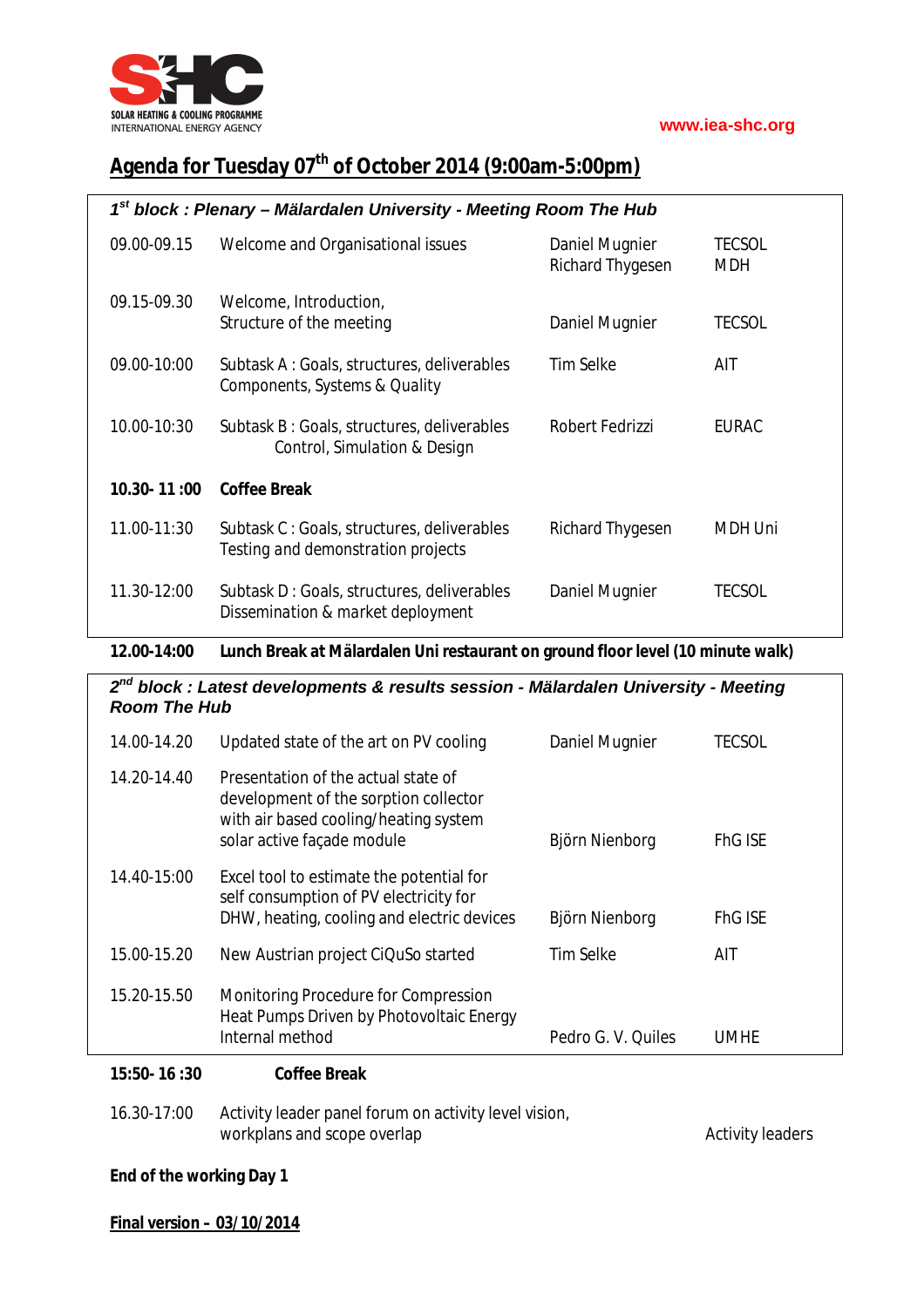www.iea-shc.org

# Agenda for Tuesday 07th of October 2014 (9:00am-5:00pm)

| *1st block : Plenary – Mälardalen University - Meeting Room The Hub* | | | |
|---|---|---|---|
| 09.00-09.15 | Welcome and Organisational issues | Daniel Mugnier<br>Richard Thygesen | TECSOL<br>MDH |
| 09.15-09.30 | Welcome, Introduction,<br>Structure of the meeting | Daniel Mugnier | TECSOL |
| 09.00-10:00 | Subtask A : Goals, structures, deliverables<br>Components, Systems & Quality | Tim Selke | AIT |
| 10.00-10:30 | Subtask B : Goals, structures, deliverables<br>Control, Simulation & Design | Robert Fedrizzi | EURAC |
| **10.30- 11 :00** | **Coffee Break** | | |
| 11.00-11:30 | Subtask C : Goals, structures, deliverables<br>Testing and demonstration projects | Richard Thygesen | MDH Uni |
| 11.30-12:00 | Subtask D : Goals, structures, deliverables<br>Dissemination & market deployment | Daniel Mugnier | TECSOL |

**12.00-14:00 Lunch Break at Mälardalen Uni restaurant on ground floor level (10 minute walk)**

| *2nd block : Latest developments & results session - Mälardalen University - Meeting Room The Hub* | | | |
|---|---|---|---|
| 14.00-14.20 | Updated state of the art on PV cooling | Daniel Mugnier | TECSOL |
| 14.20-14.40 | Presentation of the actual state of development of the sorption collector with air based cooling/heating system solar active façade module | Björn Nienborg | FhG ISE |
| 14.40-15:00 | Excel tool to estimate the potential for self consumption of PV electricity for DHW, heating, cooling and electric devices | Björn Nienborg | FhG ISE |
| 15.00-15.20 | New Austrian project CiQuSo started | Tim Selke | AIT |
| 15.20-15.50 | Monitoring Procedure for Compression Heat Pumps Driven by Photovoltaic Energy Internal method | Pedro G. V. Quiles | UMHE |

**15:50- 16 :30 Coffee Break**

16.30-17:00 Activity leader panel forum on activity level vision, workplans and scope overlap — Activity leaders

**End of the working Day 1**

**Final version – 03/10/2014**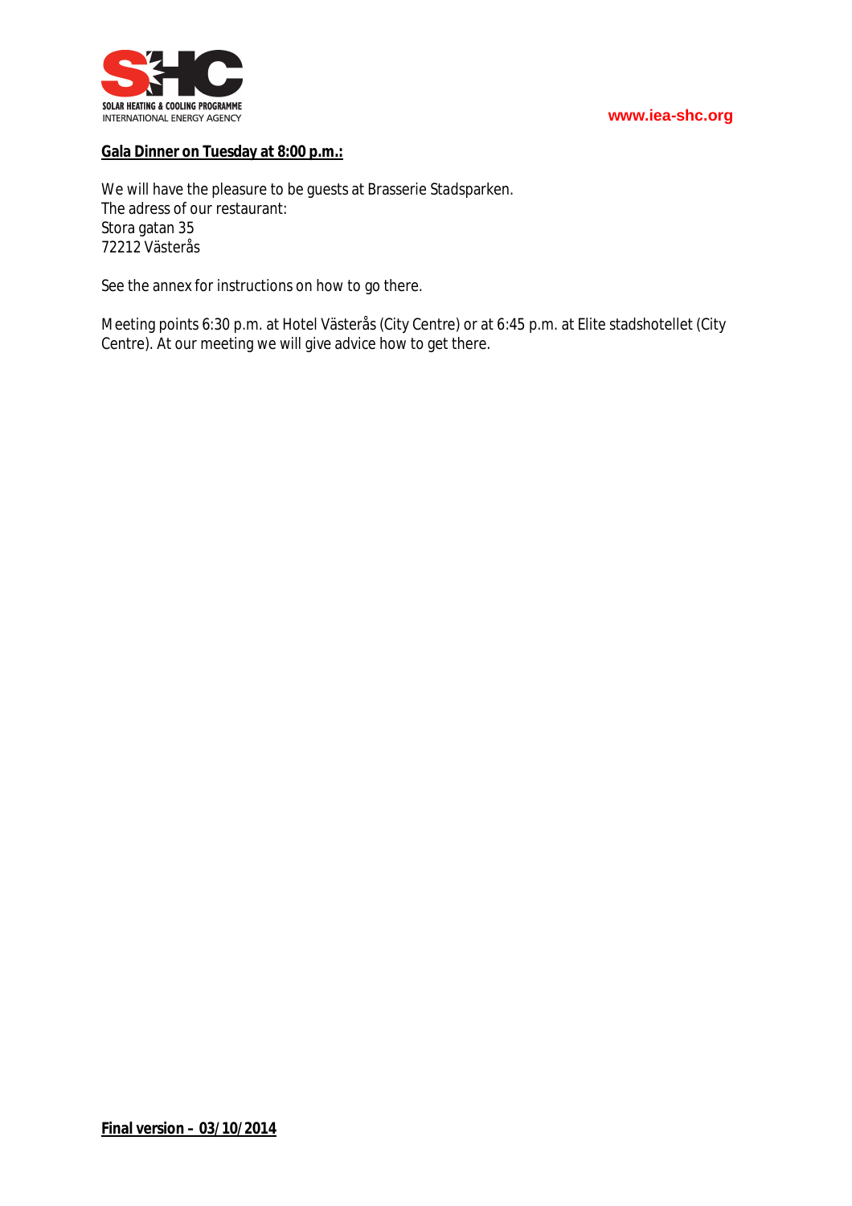**Gala Dinner on Tuesday at 8:00 p.m.:**

We will have the pleasure to be guests at Brasserie Stadsparken.
The adress of our restaurant:
Stora gatan 35
72212 Västerås

See the annex for instructions on how to go there.

Meeting points 6:30 p.m. at Hotel Västerås (City Centre) or at 6:45 p.m. at Elite stadshotellet (City Centre). At our meeting we will give advice how to get there.

**Final version – 03/10/2014**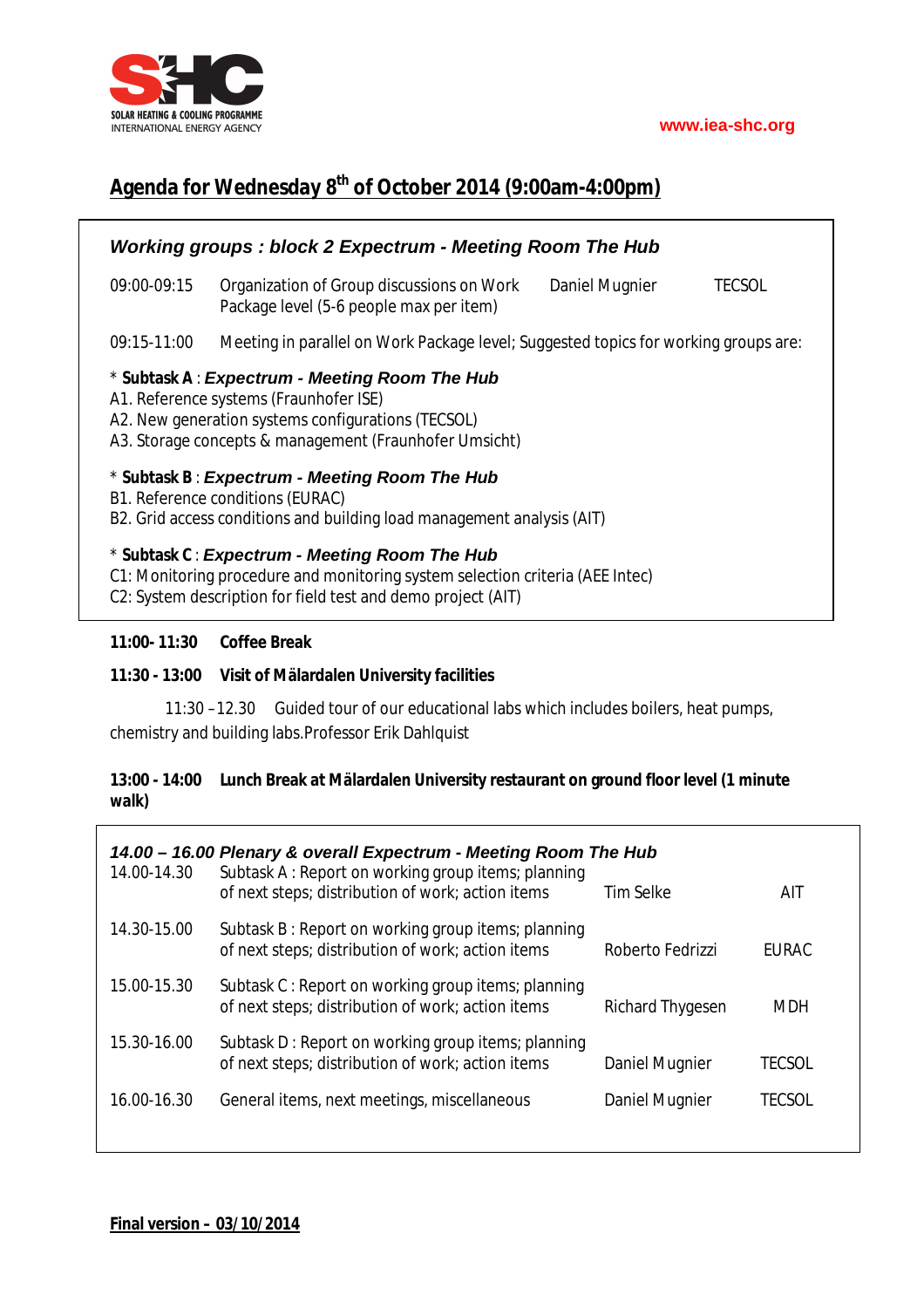## Agenda for Wednesday 8th of October 2014 (9:00am-4:00pm)

### *Working groups : block 2 Expectrum - Meeting Room The Hub*

| | | | |
|---|---|---|---|
| 09:00-09:15 | Organization of Group discussions on Work Package level (5-6 people max per item) | Daniel Mugnier | TECSOL |
| 09:15-11:00 | Meeting in parallel on Work Package level; Suggested topics for working groups are: | | |

\* **Subtask A** : ***Expectrum - Meeting Room The Hub***
A1. Reference systems (Fraunhofer ISE)
A2. New generation systems configurations (TECSOL)
A3. Storage concepts & management (Fraunhofer Umsicht)

\* **Subtask B** : ***Expectrum - Meeting Room The Hub***
B1. Reference conditions (EURAC)
B2. Grid access conditions and building load management analysis (AIT)

\* **Subtask C** : ***Expectrum - Meeting Room The Hub***
C1: Monitoring procedure and monitoring system selection criteria (AEE Intec)
C2: System description for field test and demo project (AIT)

**11:00- 11:30 Coffee Break**

**11:30 - 13:00 Visit of Mälardalen University facilities**

11:30 –12.30 Guided tour of our educational labs which includes boilers, heat pumps, chemistry and building labs.Professor Erik Dahlquist

**13:00 - 14:00 Lunch Break at Mälardalen University restaurant on ground floor level (1 minute walk)**

### *14.00 – 16.00 Plenary & overall Expectrum - Meeting Room The Hub*

| | | | |
|---|---|---|---|
| 14.00-14.30 | Subtask A : Report on working group items; planning of next steps; distribution of work; action items | Tim Selke | AIT |
| 14.30-15.00 | Subtask B : Report on working group items; planning of next steps; distribution of work; action items | Roberto Fedrizzi | EURAC |
| 15.00-15.30 | Subtask C : Report on working group items; planning of next steps; distribution of work; action items | Richard Thygesen | MDH |
| 15.30-16.00 | Subtask D : Report on working group items; planning of next steps; distribution of work; action items | Daniel Mugnier | TECSOL |
| 16.00-16.30 | General items, next meetings, miscellaneous | Daniel Mugnier | TECSOL |

**Final version – 03/10/2014**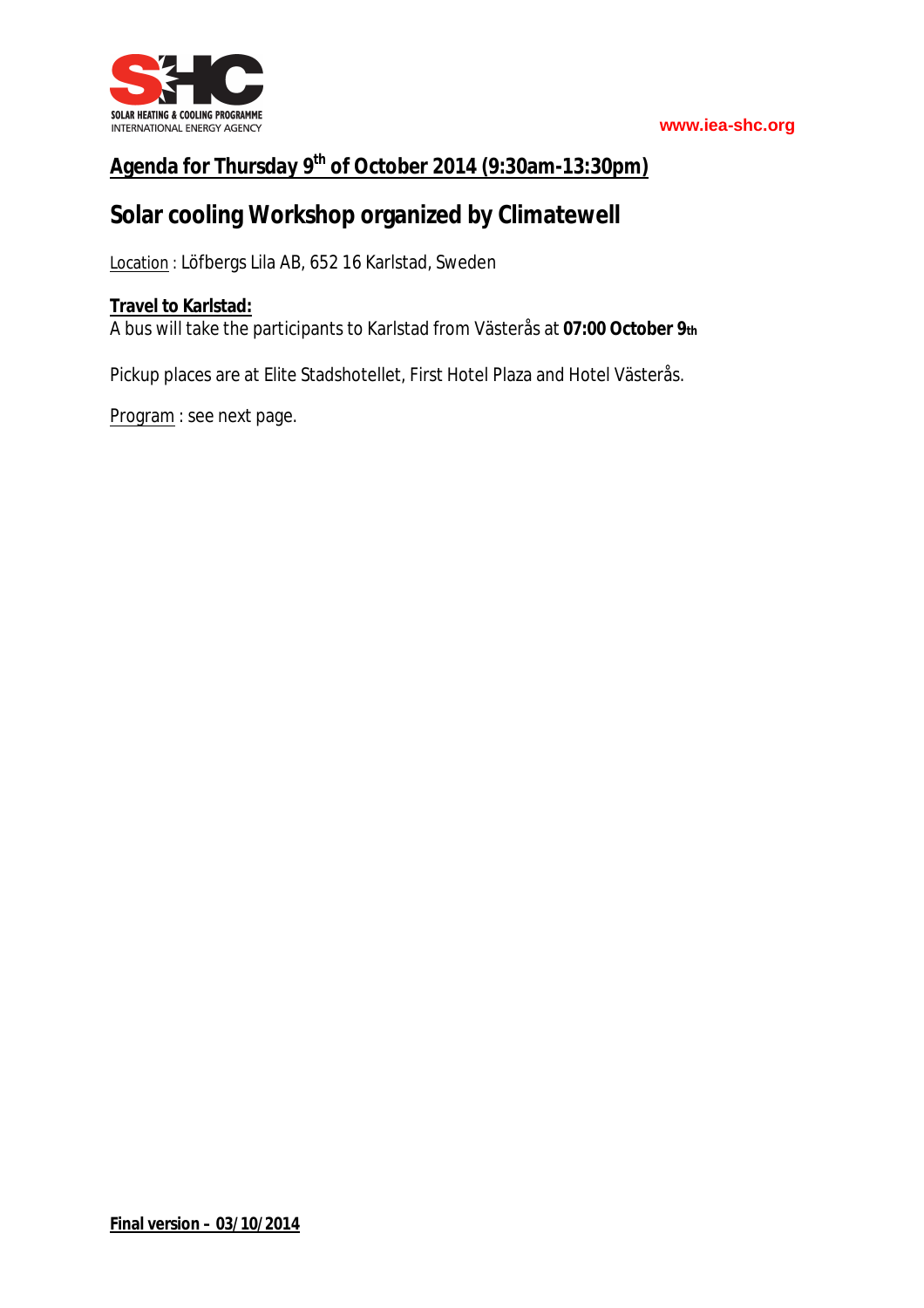## Agenda for Thursday 9th of October 2014 (9:30am-13:30pm)

## Solar cooling Workshop organized by Climatewell

Location : Löfbergs Lila AB, 652 16 Karlstad, Sweden

**Travel to Karlstad:**

A bus will take the participants to Karlstad from Västerås at **07:00 October 9th**

Pickup places are at Elite Stadshotellet, First Hotel Plaza and Hotel Västerås.

Program : see next page.

**Final version – 03/10/2014**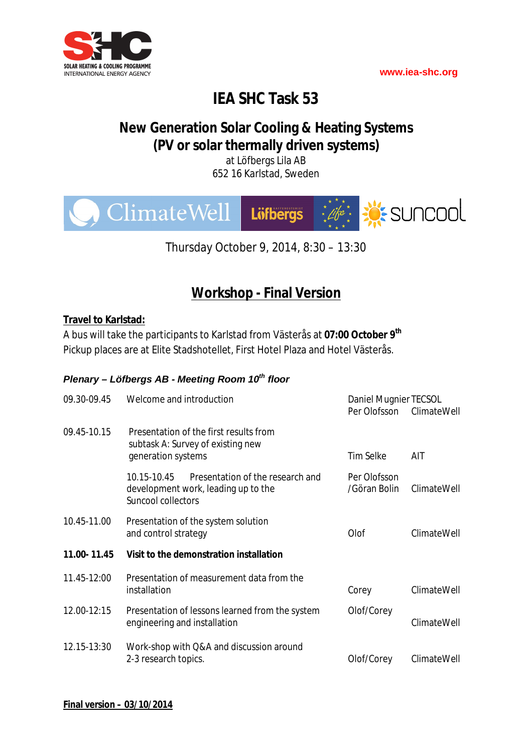SOLAR HEATING & COOLING PROGRAMME
INTERNATIONAL ENERGY AGENCY

www.iea-shc.org

# IEA SHC Task 53

## New Generation Solar Cooling & Heating Systems (PV or solar thermally driven systems)

at Löfbergs Lila AB
652 16 Karlstad, Sweden

ClimateWell Löfbergs suncool

Thursday October 9, 2014, 8:30 – 13:30

## Workshop - Final Version

**Travel to Karlstad:**

A bus will take the participants to Karlstad from Västerås at **07:00 October 9th**
Pickup places are at Elite Stadshotellet, First Hotel Plaza and Hotel Västerås.

***Plenary – Löfbergs AB - Meeting Room 10th floor***

| Time | Topic | Speaker | Organisation |
|---|---|---|---|
| 09.30-09.45 | Welcome and introduction | Daniel Mugnier<br>Per Olofsson | TECSOL<br>ClimateWell |
| 09.45-10.15 | Presentation of the first results from subtask A: Survey of existing new generation systems | Tim Selke | AIT |
| 10.15-10.45 | Presentation of the research and development work, leading up to the Suncool collectors | Per Olofsson /Göran Bolin | ClimateWell |
| 10.45-11.00 | Presentation of the system solution and control strategy | Olof | ClimateWell |
| **11.00- 11.45** | **Visit to the demonstration installation** | | |
| 11.45-12:00 | Presentation of measurement data from the installation | Corey | ClimateWell |
| 12.00-12:15 | Presentation of lessons learned from the system engineering and installation | Olof/Corey | ClimateWell |
| 12.15-13:30 | Work-shop with Q&A and discussion around 2-3 research topics. | Olof/Corey | ClimateWell |

**Final version – 03/10/2014**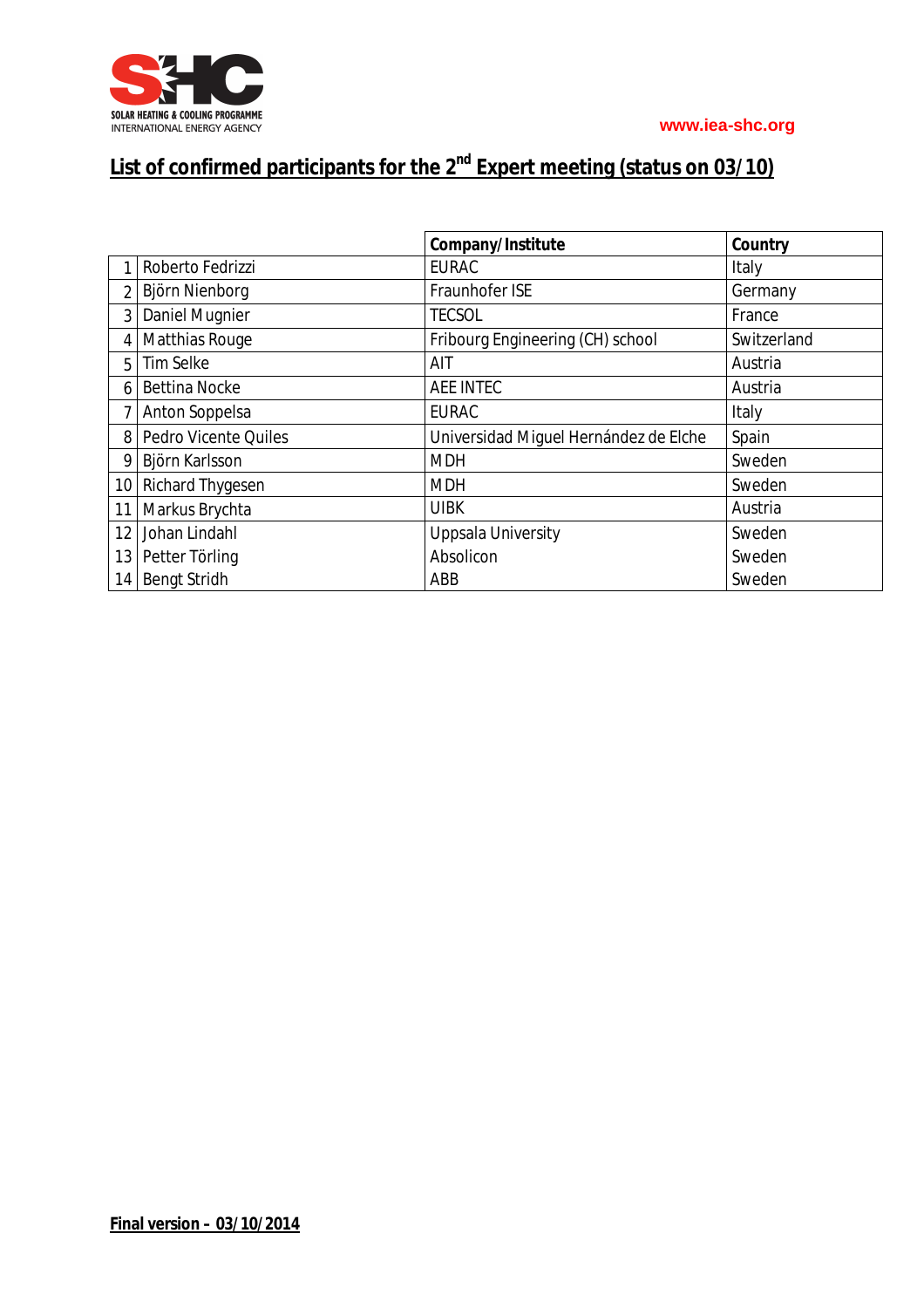SOLAR HEATING & COOLING PROGRAMME
INTERNATIONAL ENERGY AGENCY

www.iea-shc.org

# List of confirmed participants for the 2nd Expert meeting (status on 03/10)

| | | Company/Institute | Country |
|---|---|---|---|
| 1 | Roberto Fedrizzi | EURAC | Italy |
| 2 | Björn Nienborg | Fraunhofer ISE | Germany |
| 3 | Daniel Mugnier | TECSOL | France |
| 4 | Matthias Rouge | Fribourg Engineering (CH) school | Switzerland |
| 5 | Tim Selke | AIT | Austria |
| 6 | Bettina Nocke | AEE INTEC | Austria |
| 7 | Anton Soppelsa | EURAC | Italy |
| 8 | Pedro Vicente Quiles | Universidad Miguel Hernández de Elche | Spain |
| 9 | Björn Karlsson | MDH | Sweden |
| 10 | Richard Thygesen | MDH | Sweden |
| 11 | Markus Brychta | UIBK | Austria |
| 12 | Johan Lindahl | Uppsala University | Sweden |
| 13 | Petter Törling | Absolicon | Sweden |
| 14 | Bengt Stridh | ABB | Sweden |

**Final version – 03/10/2014**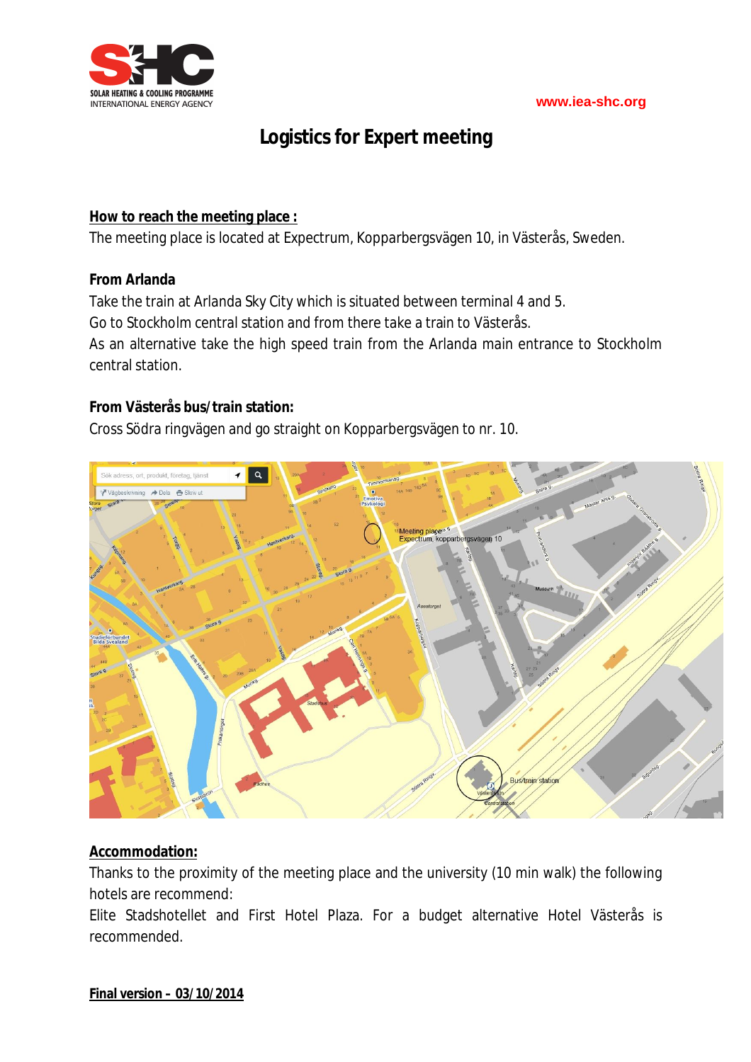# Logistics for Expert meeting

**How to reach the meeting place :**

The meeting place is located at Expectrum, Kopparbergsvägen 10, in Västerås, Sweden.

**From Arlanda**

Take the train at Arlanda Sky City which is situated between terminal 4 and 5.
Go to Stockholm central station and from there take a train to Västerås.
As an alternative take the high speed train from the Arlanda main entrance to Stockholm central station.

**From Västerås bus/train station:**

Cross Södra ringvägen and go straight on Kopparbergsvägen to nr. 10.

**Accommodation:**

Thanks to the proximity of the meeting place and the university (10 min walk) the following hotels are recommend:
Elite Stadshotellet and First Hotel Plaza. For a budget alternative Hotel Västerås is recommended.

**Final version – 03/10/2014**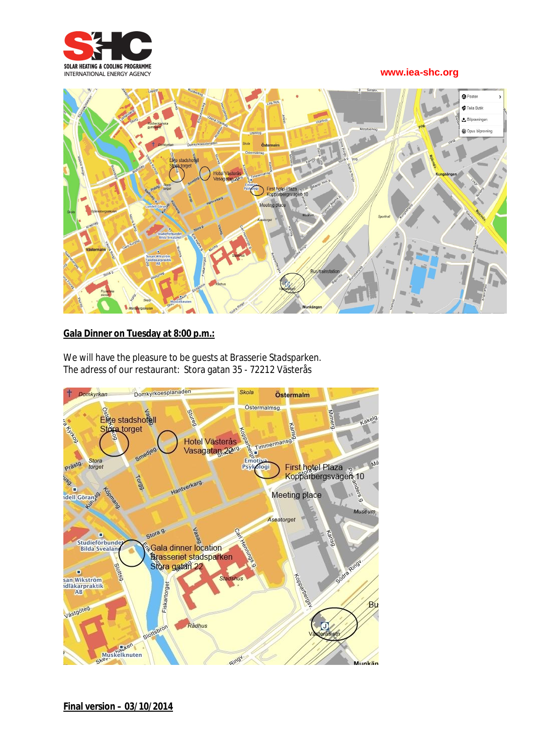**Gala Dinner on Tuesday at 8:00 p.m.:**

We will have the pleasure to be guests at Brasserie Stadsparken.
The adress of our restaurant: Stora gatan 35 - 72212 Västerås

Elite stadshotell
Stora torget

Hotel Västerås
Vasagatan 22

First hotel Plaza
Kopparbergsvägen 10

Meeting place

Gala dinner location
Brasseriet stadsparken
Stora gatan 22

**Final version – 03/10/2014**